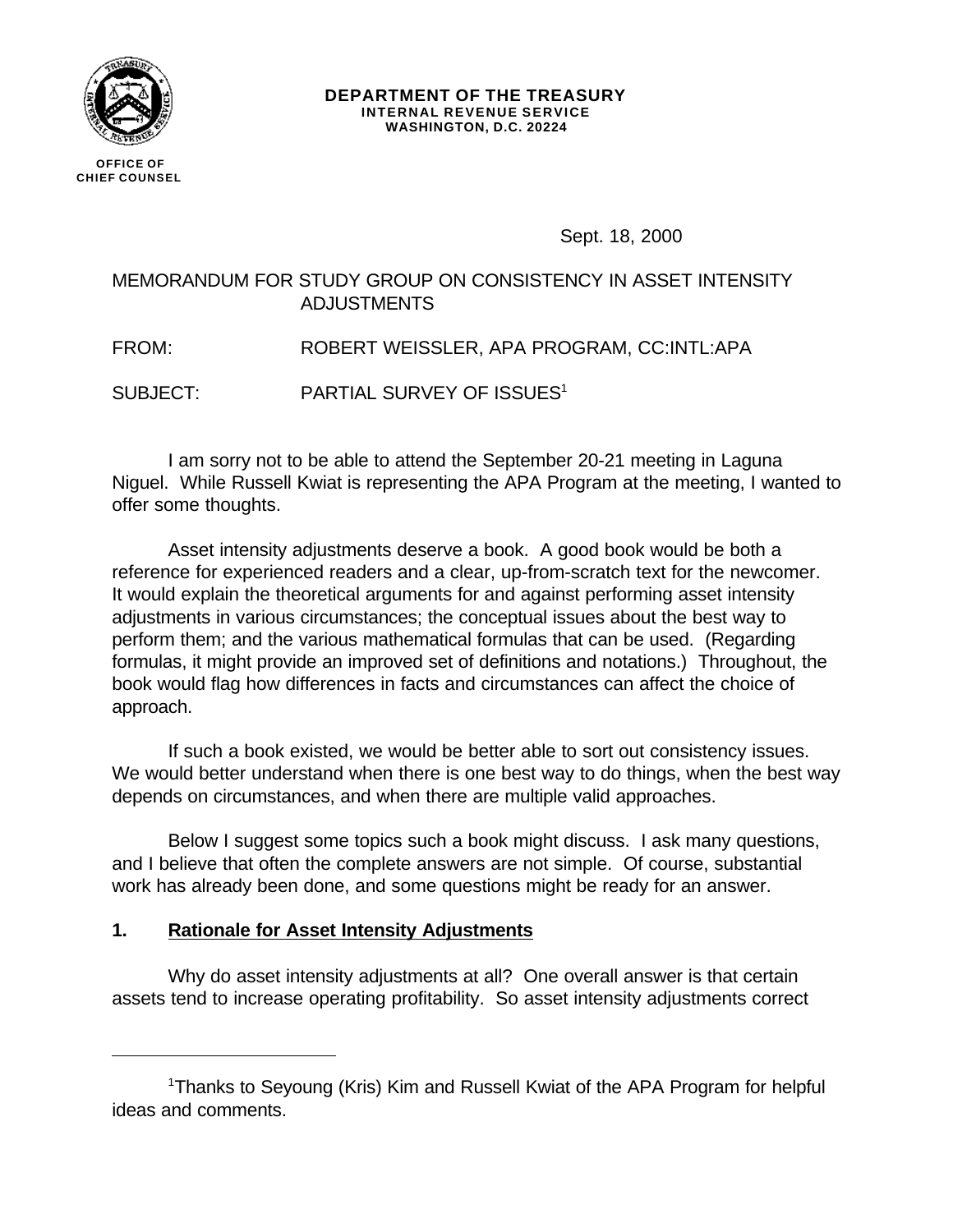**DEPARTMENT OF THE TREASURY**
**INTERNAL REVENUE SERVICE**
**WASHINGTON, D.C. 20224**

**OFFICE OF CHIEF COUNSEL**

Sept. 18, 2000

MEMORANDUM FOR STUDY GROUP ON CONSISTENCY IN ASSET INTENSITY ADJUSTMENTS

FROM: ROBERT WEISSLER, APA PROGRAM, CC:INTL:APA

SUBJECT: PARTIAL SURVEY OF ISSUES[1]

I am sorry not to be able to attend the September 20-21 meeting in Laguna Niguel. While Russell Kwiat is representing the APA Program at the meeting, I wanted to offer some thoughts.

Asset intensity adjustments deserve a book. A good book would be both a reference for experienced readers and a clear, up-from-scratch text for the newcomer. It would explain the theoretical arguments for and against performing asset intensity adjustments in various circumstances; the conceptual issues about the best way to perform them; and the various mathematical formulas that can be used. (Regarding formulas, it might provide an improved set of definitions and notations.) Throughout, the book would flag how differences in facts and circumstances can affect the choice of approach.

If such a book existed, we would be better able to sort out consistency issues. We would better understand when there is one best way to do things, when the best way depends on circumstances, and when there are multiple valid approaches.

Below I suggest some topics such a book might discuss. I ask many questions, and I believe that often the complete answers are not simple. Of course, substantial work has already been done, and some questions might be ready for an answer.

## 1. Rationale for Asset Intensity Adjustments

Why do asset intensity adjustments at all? One overall answer is that certain assets tend to increase operating profitability. So asset intensity adjustments correct

---

[1] Thanks to Seyoung (Kris) Kim and Russell Kwiat of the APA Program for helpful ideas and comments.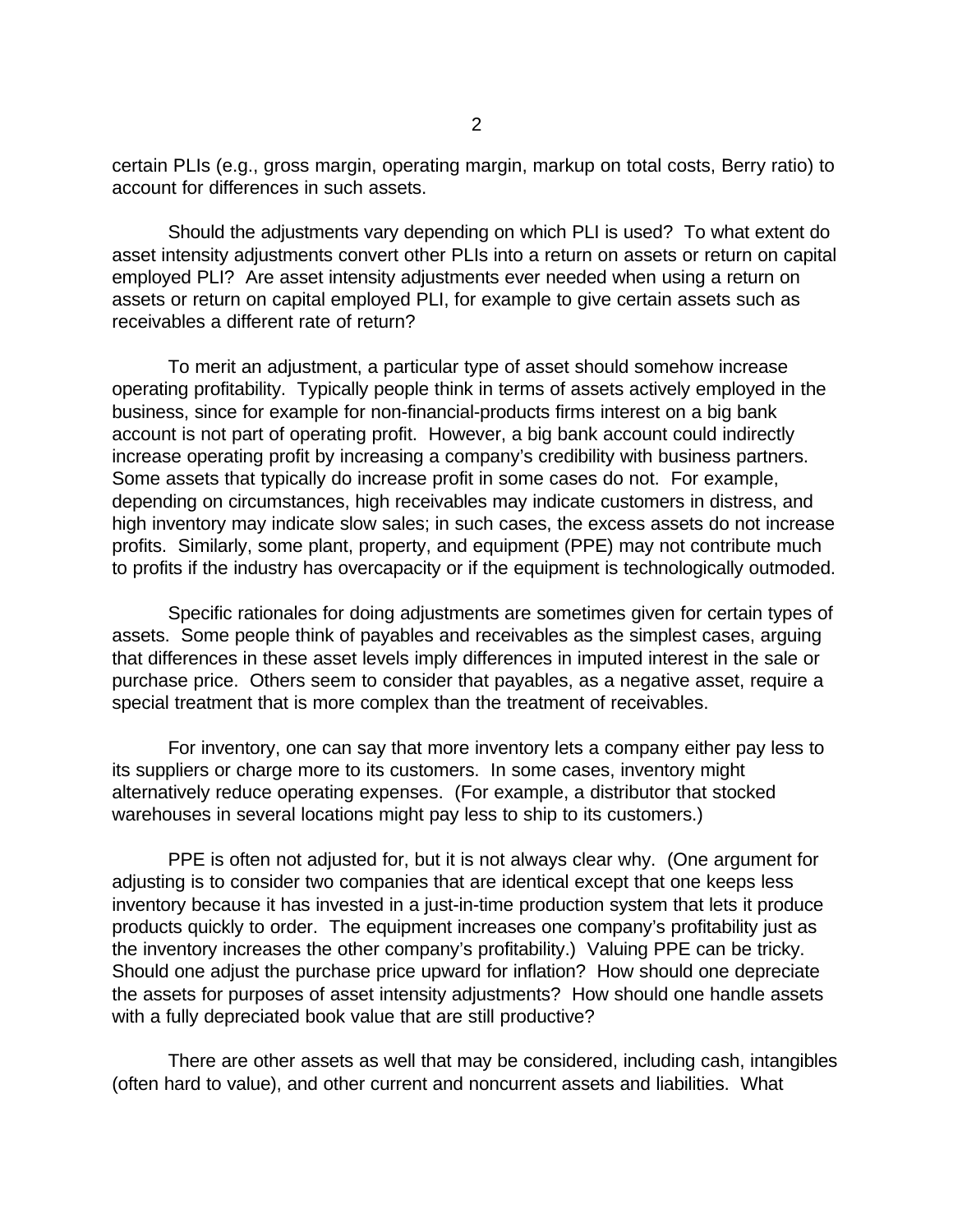certain PLIs (e.g., gross margin, operating margin, markup on total costs, Berry ratio) to account for differences in such assets.

Should the adjustments vary depending on which PLI is used? To what extent do asset intensity adjustments convert other PLIs into a return on assets or return on capital employed PLI? Are asset intensity adjustments ever needed when using a return on assets or return on capital employed PLI, for example to give certain assets such as receivables a different rate of return?

To merit an adjustment, a particular type of asset should somehow increase operating profitability. Typically people think in terms of assets actively employed in the business, since for example for non-financial-products firms interest on a big bank account is not part of operating profit. However, a big bank account could indirectly increase operating profit by increasing a company's credibility with business partners. Some assets that typically do increase profit in some cases do not. For example, depending on circumstances, high receivables may indicate customers in distress, and high inventory may indicate slow sales; in such cases, the excess assets do not increase profits. Similarly, some plant, property, and equipment (PPE) may not contribute much to profits if the industry has overcapacity or if the equipment is technologically outmoded.

Specific rationales for doing adjustments are sometimes given for certain types of assets. Some people think of payables and receivables as the simplest cases, arguing that differences in these asset levels imply differences in imputed interest in the sale or purchase price. Others seem to consider that payables, as a negative asset, require a special treatment that is more complex than the treatment of receivables.

For inventory, one can say that more inventory lets a company either pay less to its suppliers or charge more to its customers. In some cases, inventory might alternatively reduce operating expenses. (For example, a distributor that stocked warehouses in several locations might pay less to ship to its customers.)

PPE is often not adjusted for, but it is not always clear why. (One argument for adjusting is to consider two companies that are identical except that one keeps less inventory because it has invested in a just-in-time production system that lets it produce products quickly to order. The equipment increases one company's profitability just as the inventory increases the other company's profitability.) Valuing PPE can be tricky. Should one adjust the purchase price upward for inflation? How should one depreciate the assets for purposes of asset intensity adjustments? How should one handle assets with a fully depreciated book value that are still productive?

There are other assets as well that may be considered, including cash, intangibles (often hard to value), and other current and noncurrent assets and liabilities. What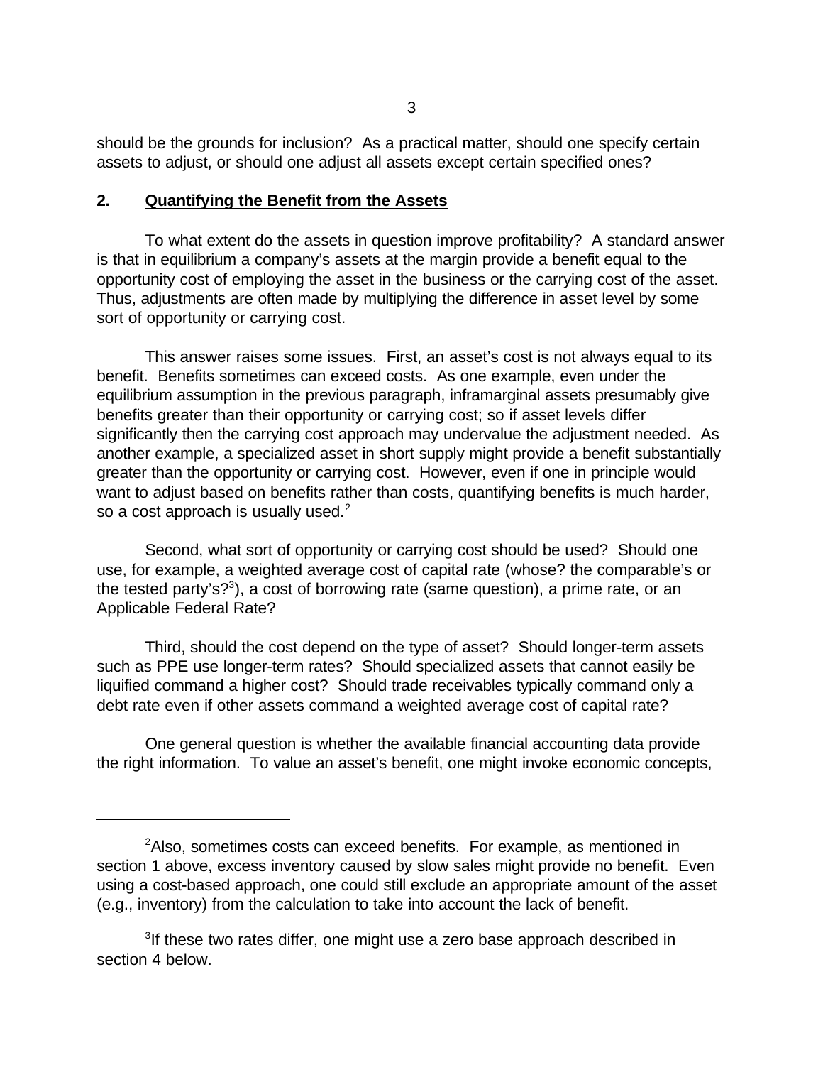should be the grounds for inclusion? As a practical matter, should one specify certain assets to adjust, or should one adjust all assets except certain specified ones?

## 2. Quantifying the Benefit from the Assets

To what extent do the assets in question improve profitability? A standard answer is that in equilibrium a company's assets at the margin provide a benefit equal to the opportunity cost of employing the asset in the business or the carrying cost of the asset. Thus, adjustments are often made by multiplying the difference in asset level by some sort of opportunity or carrying cost.

This answer raises some issues. First, an asset's cost is not always equal to its benefit. Benefits sometimes can exceed costs. As one example, even under the equilibrium assumption in the previous paragraph, inframarginal assets presumably give benefits greater than their opportunity or carrying cost; so if asset levels differ significantly then the carrying cost approach may undervalue the adjustment needed. As another example, a specialized asset in short supply might provide a benefit substantially greater than the opportunity or carrying cost. However, even if one in principle would want to adjust based on benefits rather than costs, quantifying benefits is much harder, so a cost approach is usually used.[2]

Second, what sort of opportunity or carrying cost should be used? Should one use, for example, a weighted average cost of capital rate (whose? the comparable's or the tested party's?[3]), a cost of borrowing rate (same question), a prime rate, or an Applicable Federal Rate?

Third, should the cost depend on the type of asset? Should longer-term assets such as PPE use longer-term rates? Should specialized assets that cannot easily be liquified command a higher cost? Should trade receivables typically command only a debt rate even if other assets command a weighted average cost of capital rate?

One general question is whether the available financial accounting data provide the right information. To value an asset's benefit, one might invoke economic concepts,

---

[2] Also, sometimes costs can exceed benefits. For example, as mentioned in section 1 above, excess inventory caused by slow sales might provide no benefit. Even using a cost-based approach, one could still exclude an appropriate amount of the asset (e.g., inventory) from the calculation to take into account the lack of benefit.

[3] If these two rates differ, one might use a zero base approach described in section 4 below.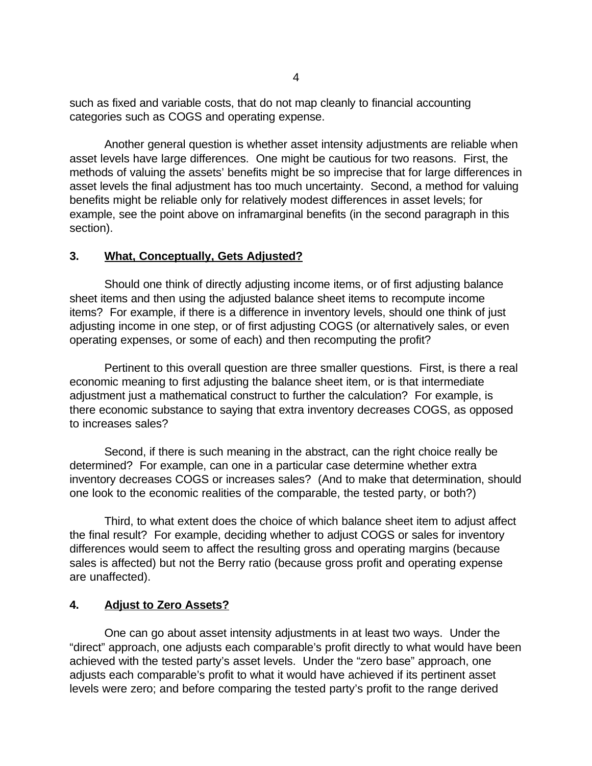such as fixed and variable costs, that do not map cleanly to financial accounting categories such as COGS and operating expense.

Another general question is whether asset intensity adjustments are reliable when asset levels have large differences. One might be cautious for two reasons. First, the methods of valuing the assets' benefits might be so imprecise that for large differences in asset levels the final adjustment has too much uncertainty. Second, a method for valuing benefits might be reliable only for relatively modest differences in asset levels; for example, see the point above on inframarginal benefits (in the second paragraph in this section).

## 3. <u>What, Conceptually, Gets Adjusted?</u>

Should one think of directly adjusting income items, or of first adjusting balance sheet items and then using the adjusted balance sheet items to recompute income items? For example, if there is a difference in inventory levels, should one think of just adjusting income in one step, or of first adjusting COGS (or alternatively sales, or even operating expenses, or some of each) and then recomputing the profit?

Pertinent to this overall question are three smaller questions. First, is there a real economic meaning to first adjusting the balance sheet item, or is that intermediate adjustment just a mathematical construct to further the calculation? For example, is there economic substance to saying that extra inventory decreases COGS, as opposed to increases sales?

Second, if there is such meaning in the abstract, can the right choice really be determined? For example, can one in a particular case determine whether extra inventory decreases COGS or increases sales? (And to make that determination, should one look to the economic realities of the comparable, the tested party, or both?)

Third, to what extent does the choice of which balance sheet item to adjust affect the final result? For example, deciding whether to adjust COGS or sales for inventory differences would seem to affect the resulting gross and operating margins (because sales is affected) but not the Berry ratio (because gross profit and operating expense are unaffected).

## 4. <u>Adjust to Zero Assets?</u>

One can go about asset intensity adjustments in at least two ways. Under the "direct" approach, one adjusts each comparable's profit directly to what would have been achieved with the tested party's asset levels. Under the "zero base" approach, one adjusts each comparable's profit to what it would have achieved if its pertinent asset levels were zero; and before comparing the tested party's profit to the range derived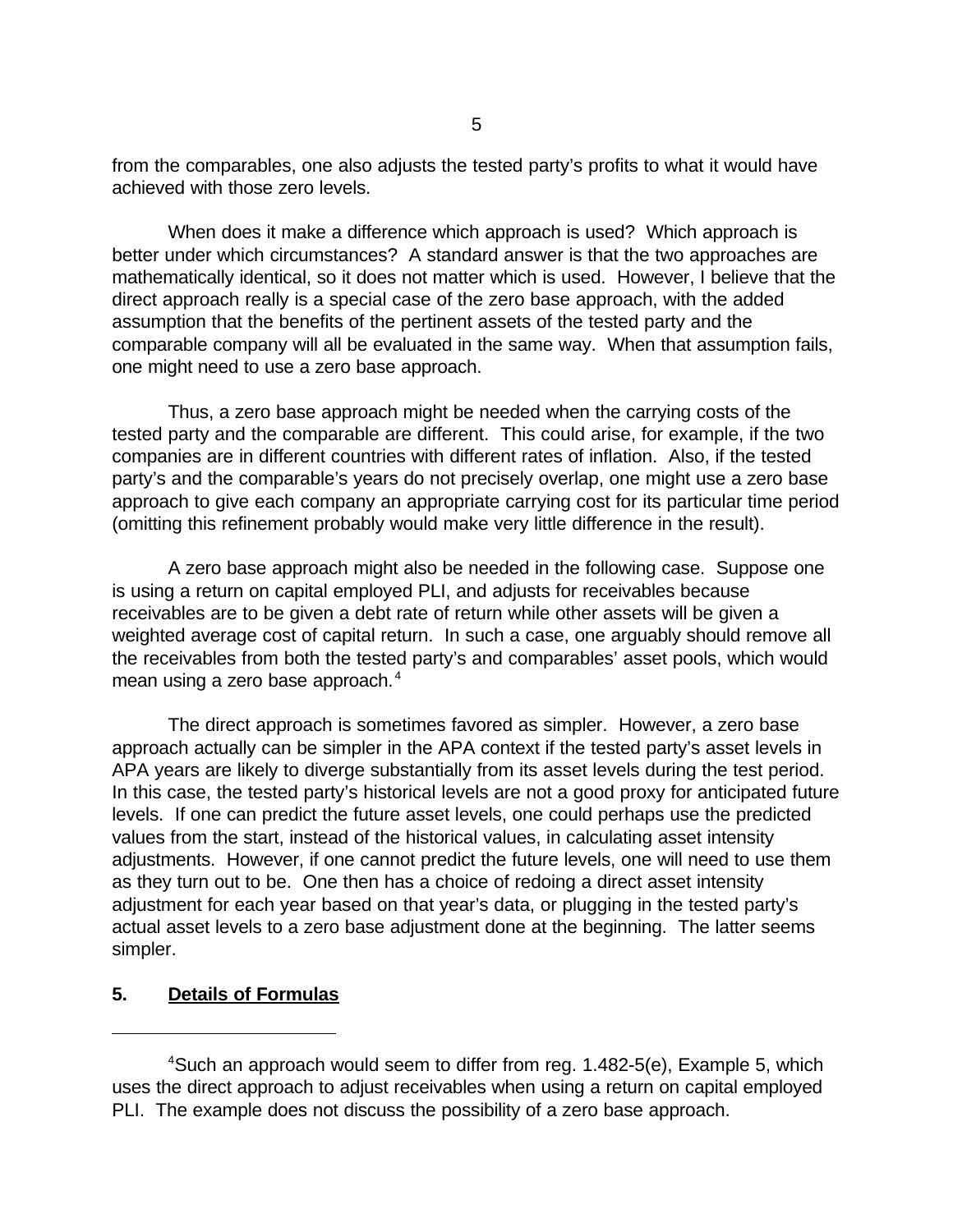from the comparables, one also adjusts the tested party's profits to what it would have achieved with those zero levels.

When does it make a difference which approach is used? Which approach is better under which circumstances? A standard answer is that the two approaches are mathematically identical, so it does not matter which is used. However, I believe that the direct approach really is a special case of the zero base approach, with the added assumption that the benefits of the pertinent assets of the tested party and the comparable company will all be evaluated in the same way. When that assumption fails, one might need to use a zero base approach.

Thus, a zero base approach might be needed when the carrying costs of the tested party and the comparable are different. This could arise, for example, if the two companies are in different countries with different rates of inflation. Also, if the tested party's and the comparable's years do not precisely overlap, one might use a zero base approach to give each company an appropriate carrying cost for its particular time period (omitting this refinement probably would make very little difference in the result).

A zero base approach might also be needed in the following case. Suppose one is using a return on capital employed PLI, and adjusts for receivables because receivables are to be given a debt rate of return while other assets will be given a weighted average cost of capital return. In such a case, one arguably should remove all the receivables from both the tested party's and comparables' asset pools, which would mean using a zero base approach.[4]

The direct approach is sometimes favored as simpler. However, a zero base approach actually can be simpler in the APA context if the tested party's asset levels in APA years are likely to diverge substantially from its asset levels during the test period. In this case, the tested party's historical levels are not a good proxy for anticipated future levels. If one can predict the future asset levels, one could perhaps use the predicted values from the start, instead of the historical values, in calculating asset intensity adjustments. However, if one cannot predict the future levels, one will need to use them as they turn out to be. One then has a choice of redoing a direct asset intensity adjustment for each year based on that year's data, or plugging in the tested party's actual asset levels to a zero base adjustment done at the beginning. The latter seems simpler.

## 5. Details of Formulas

---

[4] Such an approach would seem to differ from reg. 1.482-5(e), Example 5, which uses the direct approach to adjust receivables when using a return on capital employed PLI. The example does not discuss the possibility of a zero base approach.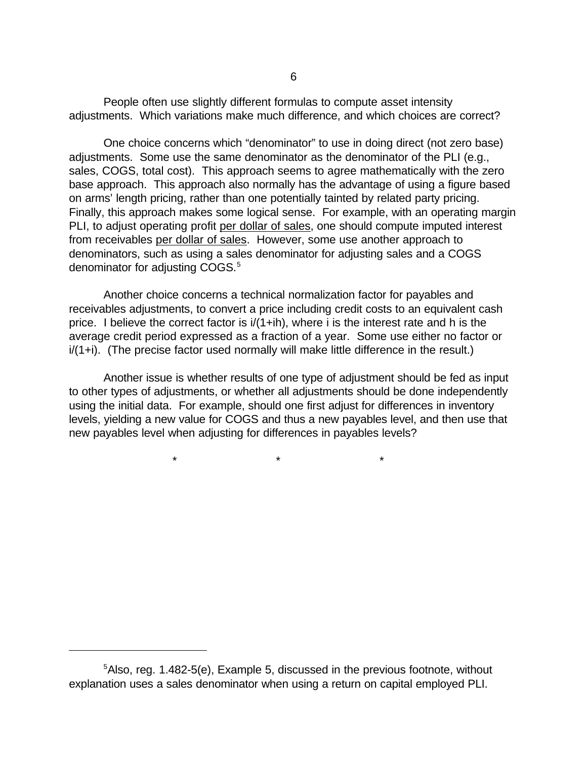People often use slightly different formulas to compute asset intensity adjustments. Which variations make much difference, and which choices are correct?

One choice concerns which "denominator" to use in doing direct (not zero base) adjustments. Some use the same denominator as the denominator of the PLI (e.g., sales, COGS, total cost). This approach seems to agree mathematically with the zero base approach. This approach also normally has the advantage of using a figure based on arms' length pricing, rather than one potentially tainted by related party pricing. Finally, this approach makes some logical sense. For example, with an operating margin PLI, to adjust operating profit <u>per dollar of sales</u>, one should compute imputed interest from receivables <u>per dollar of sales</u>. However, some use another approach to denominators, such as using a sales denominator for adjusting sales and a COGS denominator for adjusting COGS.[5]

Another choice concerns a technical normalization factor for payables and receivables adjustments, to convert a price including credit costs to an equivalent cash price. I believe the correct factor is $i/(1+ih)$, where i is the interest rate and h is the average credit period expressed as a fraction of a year. Some use either no factor or $i/(1+i)$. (The precise factor used normally will make little difference in the result.)

Another issue is whether results of one type of adjustment should be fed as input to other types of adjustments, or whether all adjustments should be done independently using the initial data. For example, should one first adjust for differences in inventory levels, yielding a new value for COGS and thus a new payables level, and then use that new payables level when adjusting for differences in payables levels?

\* \* \*

[5]Also, reg. 1.482-5(e), Example 5, discussed in the previous footnote, without explanation uses a sales denominator when using a return on capital employed PLI.